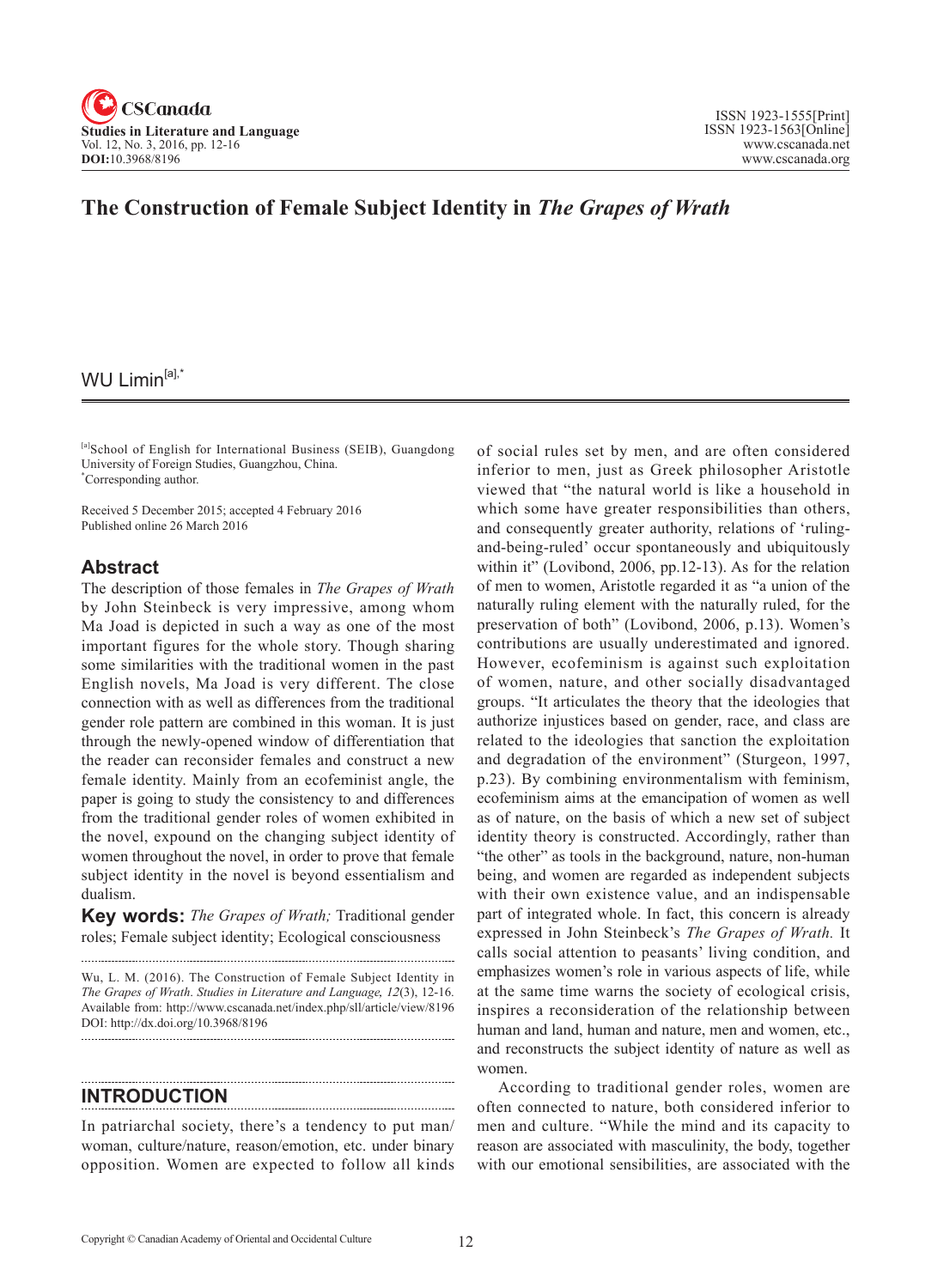# The Construction of Female Subject Identity in *The Grapes of Wrath*

WU Limin[a],*

[a]School of English for International Business (SEIB), Guangdong University of Foreign Studies, Guangzhou, China.
*Corresponding author.

Received 5 December 2015; accepted 4 February 2016
Published online 26 March 2016

## Abstract

The description of those females in *The Grapes of Wrath* by John Steinbeck is very impressive, among whom Ma Joad is depicted in such a way as one of the most important figures for the whole story. Though sharing some similarities with the traditional women in the past English novels, Ma Joad is very different. The close connection with as well as differences from the traditional gender role pattern are combined in this woman. It is just through the newly-opened window of differentiation that the reader can reconsider females and construct a new female identity. Mainly from an ecofeminist angle, the paper is going to study the consistency to and differences from the traditional gender roles of women exhibited in the novel, expound on the changing subject identity of women throughout the novel, in order to prove that female subject identity in the novel is beyond essentialism and dualism.

**Key words:** *The Grapes of Wrath;* Traditional gender roles; Female subject identity; Ecological consciousness

Wu, L. M. (2016). The Construction of Female Subject Identity in *The Grapes of Wrath*. *Studies in Literature and Language, 12*(3), 12-16. Available from: http://www.cscanada.net/index.php/sll/article/view/8196 DOI: http://dx.doi.org/10.3968/8196

## INTRODUCTION

In patriarchal society, there's a tendency to put man/woman, culture/nature, reason/emotion, etc. under binary opposition. Women are expected to follow all kinds of social rules set by men, and are often considered inferior to men, just as Greek philosopher Aristotle viewed that "the natural world is like a household in which some have greater responsibilities than others, and consequently greater authority, relations of 'ruling-and-being-ruled' occur spontaneously and ubiquitously within it" (Lovibond, 2006, pp.12-13). As for the relation of men to women, Aristotle regarded it as "a union of the naturally ruling element with the naturally ruled, for the preservation of both" (Lovibond, 2006, p.13). Women's contributions are usually underestimated and ignored. However, ecofeminism is against such exploitation of women, nature, and other socially disadvantaged groups. "It articulates the theory that the ideologies that authorize injustices based on gender, race, and class are related to the ideologies that sanction the exploitation and degradation of the environment" (Sturgeon, 1997, p.23). By combining environmentalism with feminism, ecofeminism aims at the emancipation of women as well as of nature, on the basis of which a new set of subject identity theory is constructed. Accordingly, rather than "the other" as tools in the background, nature, non-human being, and women are regarded as independent subjects with their own existence value, and an indispensable part of integrated whole. In fact, this concern is already expressed in John Steinbeck's *The Grapes of Wrath.* It calls social attention to peasants' living condition, and emphasizes women's role in various aspects of life, while at the same time warns the society of ecological crisis, inspires a reconsideration of the relationship between human and land, human and nature, men and women, etc., and reconstructs the subject identity of nature as well as women.

According to traditional gender roles, women are often connected to nature, both considered inferior to men and culture. "While the mind and its capacity to reason are associated with masculinity, the body, together with our emotional sensibilities, are associated with the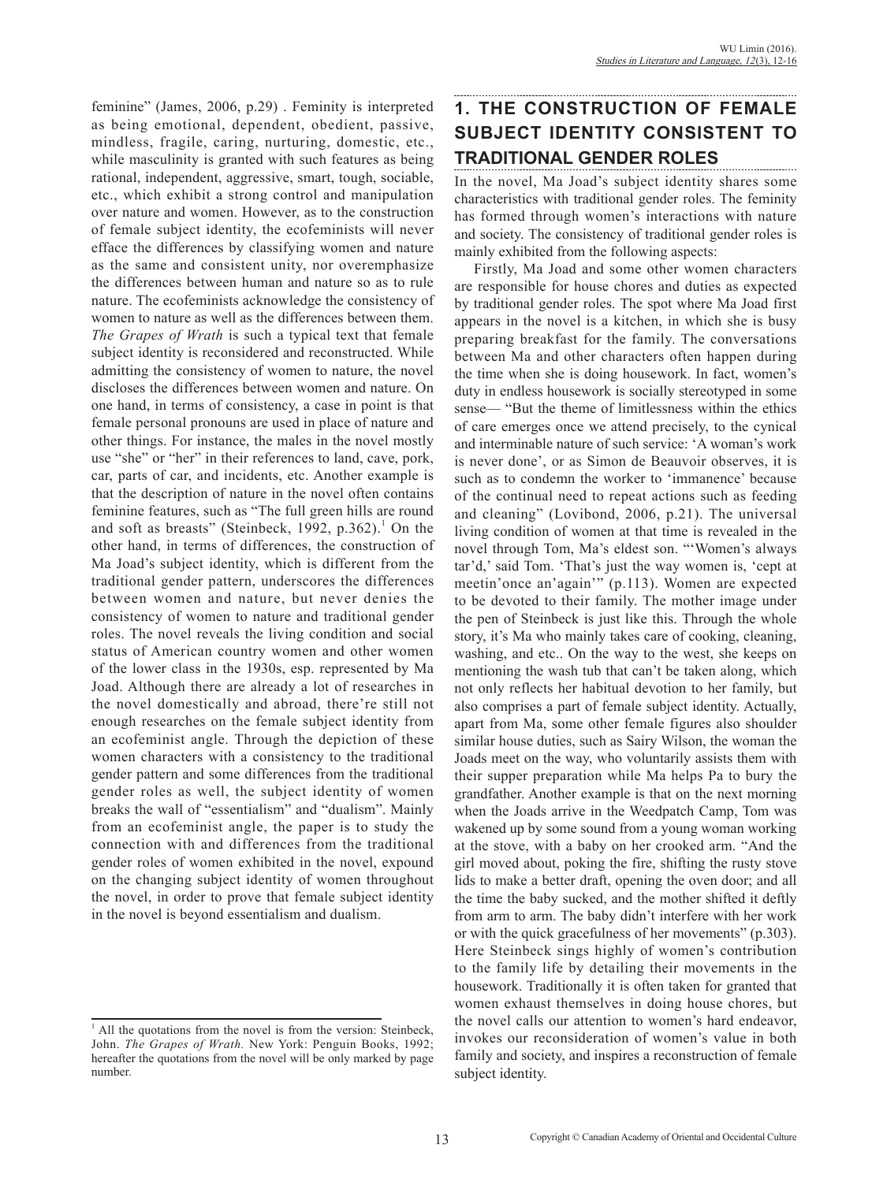feminine" (James, 2006, p.29) . Feminity is interpreted as being emotional, dependent, obedient, passive, mindless, fragile, caring, nurturing, domestic, etc., while masculinity is granted with such features as being rational, independent, aggressive, smart, tough, sociable, etc., which exhibit a strong control and manipulation over nature and women. However, as to the construction of female subject identity, the ecofeminists will never efface the differences by classifying women and nature as the same and consistent unity, nor overemphasize the differences between human and nature so as to rule nature. The ecofeminists acknowledge the consistency of women to nature as well as the differences between them. *The Grapes of Wrath* is such a typical text that female subject identity is reconsidered and reconstructed. While admitting the consistency of women to nature, the novel discloses the differences between women and nature. On one hand, in terms of consistency, a case in point is that female personal pronouns are used in place of nature and other things. For instance, the males in the novel mostly use "she" or "her" in their references to land, cave, pork, car, parts of car, and incidents, etc. Another example is that the description of nature in the novel often contains feminine features, such as "The full green hills are round and soft as breasts" (Steinbeck, 1992, p.362).[1] On the other hand, in terms of differences, the construction of Ma Joad's subject identity, which is different from the traditional gender pattern, underscores the differences between women and nature, but never denies the consistency of women to nature and traditional gender roles. The novel reveals the living condition and social status of American country women and other women of the lower class in the 1930s, esp. represented by Ma Joad. Although there are already a lot of researches in the novel domestically and abroad, there're still not enough researches on the female subject identity from an ecofeminist angle. Through the depiction of these women characters with a consistency to the traditional gender pattern and some differences from the traditional gender roles as well, the subject identity of women breaks the wall of "essentialism" and "dualism". Mainly from an ecofeminist angle, the paper is to study the connection with and differences from the traditional gender roles of women exhibited in the novel, expound on the changing subject identity of women throughout the novel, in order to prove that female subject identity in the novel is beyond essentialism and dualism.

## 1. THE CONSTRUCTION OF FEMALE SUBJECT IDENTITY CONSISTENT TO TRADITIONAL GENDER ROLES

In the novel, Ma Joad's subject identity shares some characteristics with traditional gender roles. The feminity has formed through women's interactions with nature and society. The consistency of traditional gender roles is mainly exhibited from the following aspects:

Firstly, Ma Joad and some other women characters are responsible for house chores and duties as expected by traditional gender roles. The spot where Ma Joad first appears in the novel is a kitchen, in which she is busy preparing breakfast for the family. The conversations between Ma and other characters often happen during the time when she is doing housework. In fact, women's duty in endless housework is socially stereotyped in some sense— "But the theme of limitlessness within the ethics of care emerges once we attend precisely, to the cynical and interminable nature of such service: 'A woman's work is never done', or as Simon de Beauvoir observes, it is such as to condemn the worker to 'immanence' because of the continual need to repeat actions such as feeding and cleaning" (Lovibond, 2006, p.21). The universal living condition of women at that time is revealed in the novel through Tom, Ma's eldest son. "'Women's always tar'd,' said Tom. 'That's just the way women is, 'cept at meetin'once an'again'" (p.113). Women are expected to be devoted to their family. The mother image under the pen of Steinbeck is just like this. Through the whole story, it's Ma who mainly takes care of cooking, cleaning, washing, and etc.. On the way to the west, she keeps on mentioning the wash tub that can't be taken along, which not only reflects her habitual devotion to her family, but also comprises a part of female subject identity. Actually, apart from Ma, some other female figures also shoulder similar house duties, such as Sairy Wilson, the woman the Joads meet on the way, who voluntarily assists them with their supper preparation while Ma helps Pa to bury the grandfather. Another example is that on the next morning when the Joads arrive in the Weedpatch Camp, Tom was wakened up by some sound from a young woman working at the stove, with a baby on her crooked arm. "And the girl moved about, poking the fire, shifting the rusty stove lids to make a better draft, opening the oven door; and all the time the baby sucked, and the mother shifted it deftly from arm to arm. The baby didn't interfere with her work or with the quick gracefulness of her movements" (p.303). Here Steinbeck sings highly of women's contribution to the family life by detailing their movements in the housework. Traditionally it is often taken for granted that women exhaust themselves in doing house chores, but the novel calls our attention to women's hard endeavor, invokes our reconsideration of women's value in both family and society, and inspires a reconstruction of female subject identity.

[1] All the quotations from the novel is from the version: Steinbeck, John. *The Grapes of Wrath.* New York: Penguin Books, 1992; hereafter the quotations from the novel will be only marked by page number.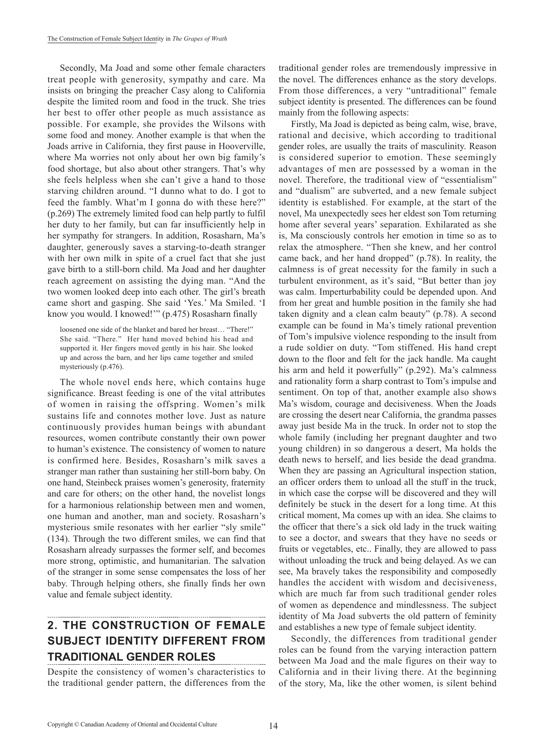Secondly, Ma Joad and some other female characters treat people with generosity, sympathy and care. Ma insists on bringing the preacher Casy along to California despite the limited room and food in the truck. She tries her best to offer other people as much assistance as possible. For example, she provides the Wilsons with some food and money. Another example is that when the Joads arrive in California, they first pause in Hooverville, where Ma worries not only about her own big family's food shortage, but also about other strangers. That's why she feels helpless when she can't give a hand to those starving children around. "I dunno what to do. I got to feed the fambly. What'm I gonna do with these here?" (p.269) The extremely limited food can help partly to fulfil her duty to her family, but can far insufficiently help in her sympathy for strangers. In addition, Rosasharn, Ma's daughter, generously saves a starving-to-death stranger with her own milk in spite of a cruel fact that she just gave birth to a still-born child. Ma Joad and her daughter reach agreement on assisting the dying man. "And the two women looked deep into each other. The girl's breath came short and gasping. She said 'Yes.' Ma Smiled. 'I know you would. I knowed!'" (p.475) Rosasharn finally

> loosened one side of the blanket and bared her breast… "There!" She said. "There." Her hand moved behind his head and supported it. Her fingers moved gently in his hair. She looked up and across the barn, and her lips came together and smiled mysteriously (p.476).

The whole novel ends here, which contains huge significance. Breast feeding is one of the vital attributes of women in raising the offspring. Women's milk sustains life and connotes mother love. Just as nature continuously provides human beings with abundant resources, women contribute constantly their own power to human's existence. The consistency of women to nature is confirmed here. Besides, Rosasharn's milk saves a stranger man rather than sustaining her still-born baby. On one hand, Steinbeck praises women's generosity, fraternity and care for others; on the other hand, the novelist longs for a harmonious relationship between men and women, one human and another, man and society. Rosasharn's mysterious smile resonates with her earlier "sly smile" (134). Through the two different smiles, we can find that Rosasharn already surpasses the former self, and becomes more strong, optimistic, and humanitarian. The salvation of the stranger in some sense compensates the loss of her baby. Through helping others, she finally finds her own value and female subject identity.

## 2. THE CONSTRUCTION OF FEMALE SUBJECT IDENTITY DIFFERENT FROM TRADITIONAL GENDER ROLES

Despite the consistency of women's characteristics to the traditional gender pattern, the differences from the traditional gender roles are tremendously impressive in the novel. The differences enhance as the story develops. From those differences, a very "untraditional" female subject identity is presented. The differences can be found mainly from the following aspects:

Firstly, Ma Joad is depicted as being calm, wise, brave, rational and decisive, which according to traditional gender roles, are usually the traits of masculinity. Reason is considered superior to emotion. These seemingly advantages of men are possessed by a woman in the novel. Therefore, the traditional view of "essentialism" and "dualism" are subverted, and a new female subject identity is established. For example, at the start of the novel, Ma unexpectedly sees her eldest son Tom returning home after several years' separation. Exhilarated as she is, Ma consciously controls her emotion in time so as to relax the atmosphere. "Then she knew, and her control came back, and her hand dropped" (p.78). In reality, the calmness is of great necessity for the family in such a turbulent environment, as it's said, "But better than joy was calm. Imperturbability could be depended upon. And from her great and humble position in the family she had taken dignity and a clean calm beauty" (p.78). A second example can be found in Ma's timely rational prevention of Tom's impulsive violence responding to the insult from a rude soldier on duty. "Tom stiffened. His hand crept down to the floor and felt for the jack handle. Ma caught his arm and held it powerfully" (p.292). Ma's calmness and rationality form a sharp contrast to Tom's impulse and sentiment. On top of that, another example also shows Ma's wisdom, courage and decisiveness. When the Joads are crossing the desert near California, the grandma passes away just beside Ma in the truck. In order not to stop the whole family (including her pregnant daughter and two young children) in so dangerous a desert, Ma holds the death news to herself, and lies beside the dead grandma. When they are passing an Agricultural inspection station, an officer orders them to unload all the stuff in the truck, in which case the corpse will be discovered and they will definitely be stuck in the desert for a long time. At this critical moment, Ma comes up with an idea. She claims to the officer that there's a sick old lady in the truck waiting to see a doctor, and swears that they have no seeds or fruits or vegetables, etc.. Finally, they are allowed to pass without unloading the truck and being delayed. As we can see, Ma bravely takes the responsibility and composedly handles the accident with wisdom and decisiveness, which are much far from such traditional gender roles of women as dependence and mindlessness. The subject identity of Ma Joad subverts the old pattern of feminity and establishes a new type of female subject identity.

Secondly, the differences from traditional gender roles can be found from the varying interaction pattern between Ma Joad and the male figures on their way to California and in their living there. At the beginning of the story, Ma, like the other women, is silent behind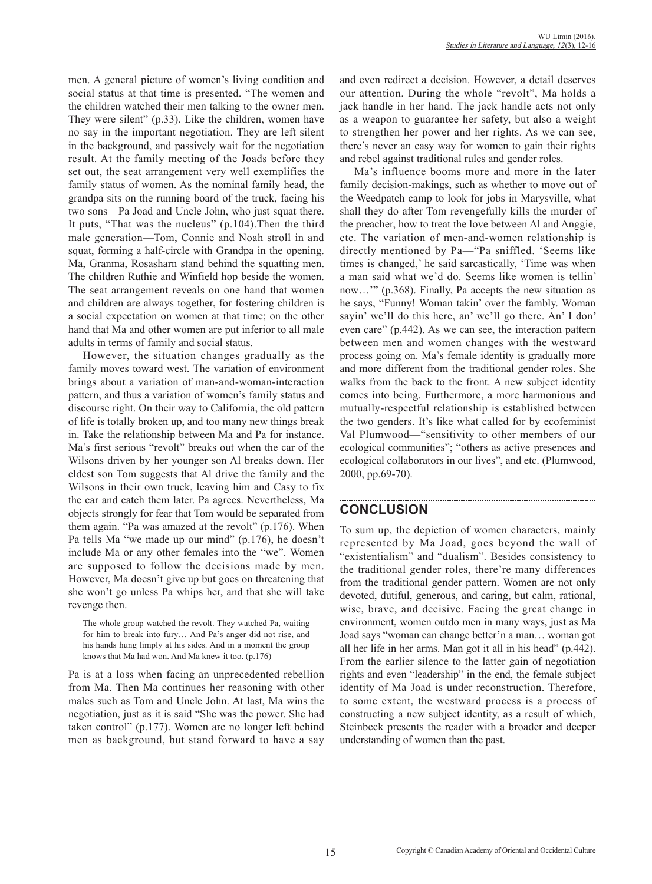men. A general picture of women's living condition and social status at that time is presented. "The women and the children watched their men talking to the owner men. They were silent" (p.33). Like the children, women have no say in the important negotiation. They are left silent in the background, and passively wait for the negotiation result. At the family meeting of the Joads before they set out, the seat arrangement very well exemplifies the family status of women. As the nominal family head, the grandpa sits on the running board of the truck, facing his two sons—Pa Joad and Uncle John, who just squat there. It puts, "That was the nucleus" (p.104).Then the third male generation—Tom, Connie and Noah stroll in and squat, forming a half-circle with Grandpa in the opening. Ma, Granma, Rosasharn stand behind the squatting men. The children Ruthie and Winfield hop beside the women. The seat arrangement reveals on one hand that women and children are always together, for fostering children is a social expectation on women at that time; on the other hand that Ma and other women are put inferior to all male adults in terms of family and social status.

However, the situation changes gradually as the family moves toward west. The variation of environment brings about a variation of man-and-woman-interaction pattern, and thus a variation of women's family status and discourse right. On their way to California, the old pattern of life is totally broken up, and too many new things break in. Take the relationship between Ma and Pa for instance. Ma's first serious "revolt" breaks out when the car of the Wilsons driven by her younger son Al breaks down. Her eldest son Tom suggests that Al drive the family and the Wilsons in their own truck, leaving him and Casy to fix the car and catch them later. Pa agrees. Nevertheless, Ma objects strongly for fear that Tom would be separated from them again. "Pa was amazed at the revolt" (p.176). When Pa tells Ma "we made up our mind" (p.176), he doesn't include Ma or any other females into the "we". Women are supposed to follow the decisions made by men. However, Ma doesn't give up but goes on threatening that she won't go unless Pa whips her, and that she will take revenge then.

> The whole group watched the revolt. They watched Pa, waiting for him to break into fury… And Pa's anger did not rise, and his hands hung limply at his sides. And in a moment the group knows that Ma had won. And Ma knew it too. (p.176)

Pa is at a loss when facing an unprecedented rebellion from Ma. Then Ma continues her reasoning with other males such as Tom and Uncle John. At last, Ma wins the negotiation, just as it is said "She was the power. She had taken control" (p.177). Women are no longer left behind men as background, but stand forward to have a say and even redirect a decision. However, a detail deserves our attention. During the whole "revolt", Ma holds a jack handle in her hand. The jack handle acts not only as a weapon to guarantee her safety, but also a weight to strengthen her power and her rights. As we can see, there's never an easy way for women to gain their rights and rebel against traditional rules and gender roles.

Ma's influence booms more and more in the later family decision-makings, such as whether to move out of the Weedpatch camp to look for jobs in Marysville, what shall they do after Tom revengefully kills the murder of the preacher, how to treat the love between Al and Anggie, etc. The variation of men-and-women relationship is directly mentioned by Pa—"Pa sniffled. 'Seems like times is changed,' he said sarcastically, 'Time was when a man said what we'd do. Seems like women is tellin' now…'" (p.368). Finally, Pa accepts the new situation as he says, "Funny! Woman takin' over the fambly. Woman sayin' we'll do this here, an' we'll go there. An' I don' even care" (p.442). As we can see, the interaction pattern between men and women changes with the westward process going on. Ma's female identity is gradually more and more different from the traditional gender roles. She walks from the back to the front. A new subject identity comes into being. Furthermore, a more harmonious and mutually-respectful relationship is established between the two genders. It's like what called for by ecofeminist Val Plumwood—"sensitivity to other members of our ecological communities"; "others as active presences and ecological collaborators in our lives", and etc. (Plumwood, 2000, pp.69-70).

## CONCLUSION

To sum up, the depiction of women characters, mainly represented by Ma Joad, goes beyond the wall of "existentialism" and "dualism". Besides consistency to the traditional gender roles, there're many differences from the traditional gender pattern. Women are not only devoted, dutiful, generous, and caring, but calm, rational, wise, brave, and decisive. Facing the great change in environment, women outdo men in many ways, just as Ma Joad says "woman can change better'n a man… woman got all her life in her arms. Man got it all in his head" (p.442). From the earlier silence to the latter gain of negotiation rights and even "leadership" in the end, the female subject identity of Ma Joad is under reconstruction. Therefore, to some extent, the westward process is a process of constructing a new subject identity, as a result of which, Steinbeck presents the reader with a broader and deeper understanding of women than the past.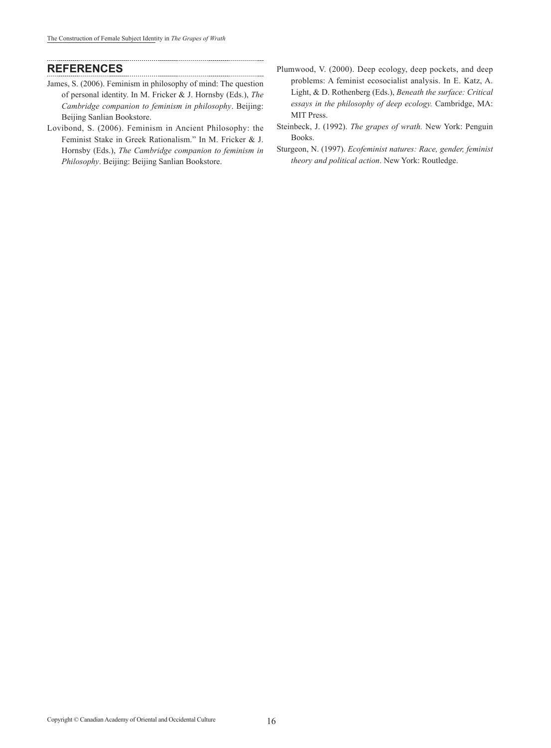## REFERENCES

James, S. (2006). Feminism in philosophy of mind: The question of personal identity. In M. Fricker & J. Hornsby (Eds.), *The Cambridge companion to feminism in philosophy*. Beijing: Beijing Sanlian Bookstore.

Lovibond, S. (2006). Feminism in Ancient Philosophy: the Feminist Stake in Greek Rationalism." In M. Fricker & J. Hornsby (Eds.), *The Cambridge companion to feminism in Philosophy*. Beijing: Beijing Sanlian Bookstore.

Plumwood, V. (2000). Deep ecology, deep pockets, and deep problems: A feminist ecosocialist analysis. In E. Katz, A. Light, & D. Rothenberg (Eds.), *Beneath the surface: Critical essays in the philosophy of deep ecology.* Cambridge, MA: MIT Press.

Steinbeck, J. (1992). *The grapes of wrath.* New York: Penguin Books.

Sturgeon, N. (1997). *Ecofeminist natures: Race, gender, feminist theory and political action*. New York: Routledge.